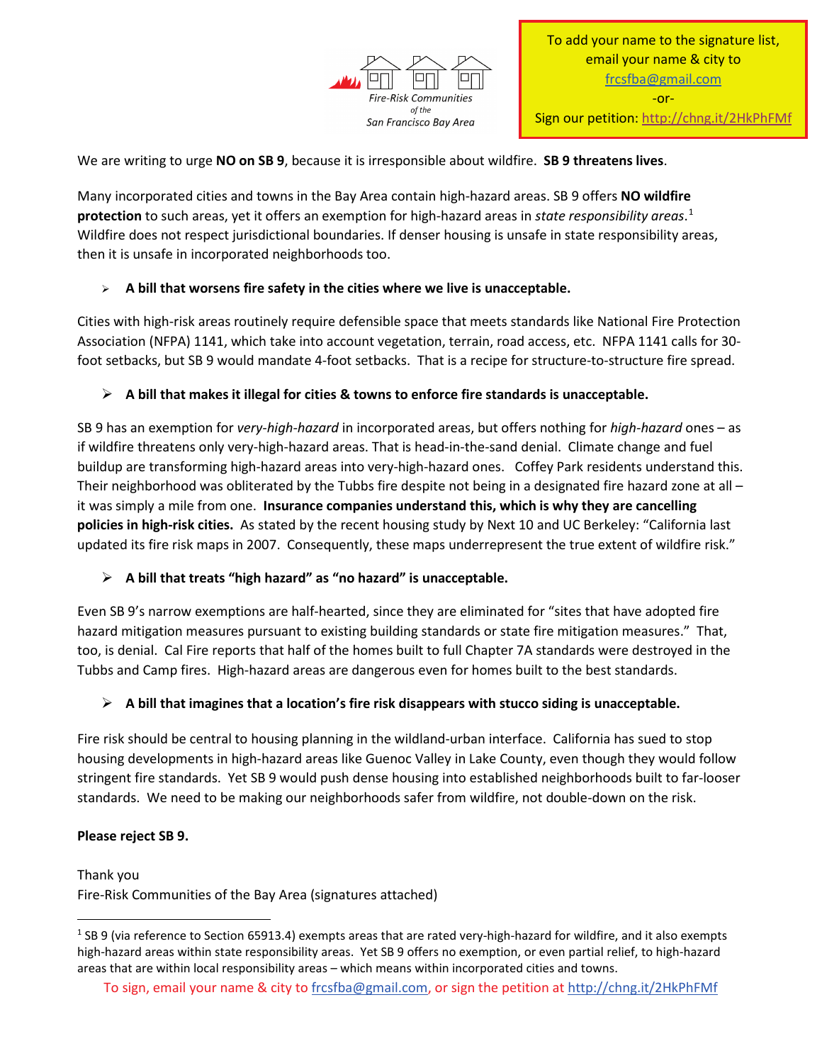Fire-Risk Communities *of the* San Francisco Bay Area

To add your name to the signature list, email your name & city to frcsfba@gmail.com
-or-
Sign our petition: http://chng.it/2HkPhFMf

We are writing to urge **NO on SB 9**, because it is irresponsible about wildfire. **SB 9 threatens lives**.

Many incorporated cities and towns in the Bay Area contain high-hazard areas. SB 9 offers **NO wildfire protection** to such areas, yet it offers an exemption for high-hazard areas in *state responsibility areas*.[1] Wildfire does not respect jurisdictional boundaries. If denser housing is unsafe in state responsibility areas, then it is unsafe in incorporated neighborhoods too.

- **A bill that worsens fire safety in the cities where we live is unacceptable.**

Cities with high-risk areas routinely require defensible space that meets standards like National Fire Protection Association (NFPA) 1141, which take into account vegetation, terrain, road access, etc. NFPA 1141 calls for 30-foot setbacks, but SB 9 would mandate 4-foot setbacks. That is a recipe for structure-to-structure fire spread.

- **A bill that makes it illegal for cities & towns to enforce fire standards is unacceptable.**

SB 9 has an exemption for *very-high-hazard* in incorporated areas, but offers nothing for *high-hazard* ones – as if wildfire threatens only very-high-hazard areas. That is head-in-the-sand denial. Climate change and fuel buildup are transforming high-hazard areas into very-high-hazard ones. Coffey Park residents understand this. Their neighborhood was obliterated by the Tubbs fire despite not being in a designated fire hazard zone at all – it was simply a mile from one. **Insurance companies understand this, which is why they are cancelling policies in high-risk cities.** As stated by the recent housing study by Next 10 and UC Berkeley: "California last updated its fire risk maps in 2007. Consequently, these maps underrepresent the true extent of wildfire risk."

- **A bill that treats "high hazard" as "no hazard" is unacceptable.**

Even SB 9's narrow exemptions are half-hearted, since they are eliminated for "sites that have adopted fire hazard mitigation measures pursuant to existing building standards or state fire mitigation measures." That, too, is denial. Cal Fire reports that half of the homes built to full Chapter 7A standards were destroyed in the Tubbs and Camp fires. High-hazard areas are dangerous even for homes built to the best standards.

- **A bill that imagines that a location's fire risk disappears with stucco siding is unacceptable.**

Fire risk should be central to housing planning in the wildland-urban interface. California has sued to stop housing developments in high-hazard areas like Guenoc Valley in Lake County, even though they would follow stringent fire standards. Yet SB 9 would push dense housing into established neighborhoods built to far-looser standards. We need to be making our neighborhoods safer from wildfire, not double-down on the risk.

**Please reject SB 9.**

Thank you
Fire-Risk Communities of the Bay Area (signatures attached)

[1] SB 9 (via reference to Section 65913.4) exempts areas that are rated very-high-hazard for wildfire, and it also exempts high-hazard areas within state responsibility areas. Yet SB 9 offers no exemption, or even partial relief, to high-hazard areas that are within local responsibility areas – which means within incorporated cities and towns.

To sign, email your name & city to frcsfba@gmail.com, or sign the petition at http://chng.it/2HkPhFMf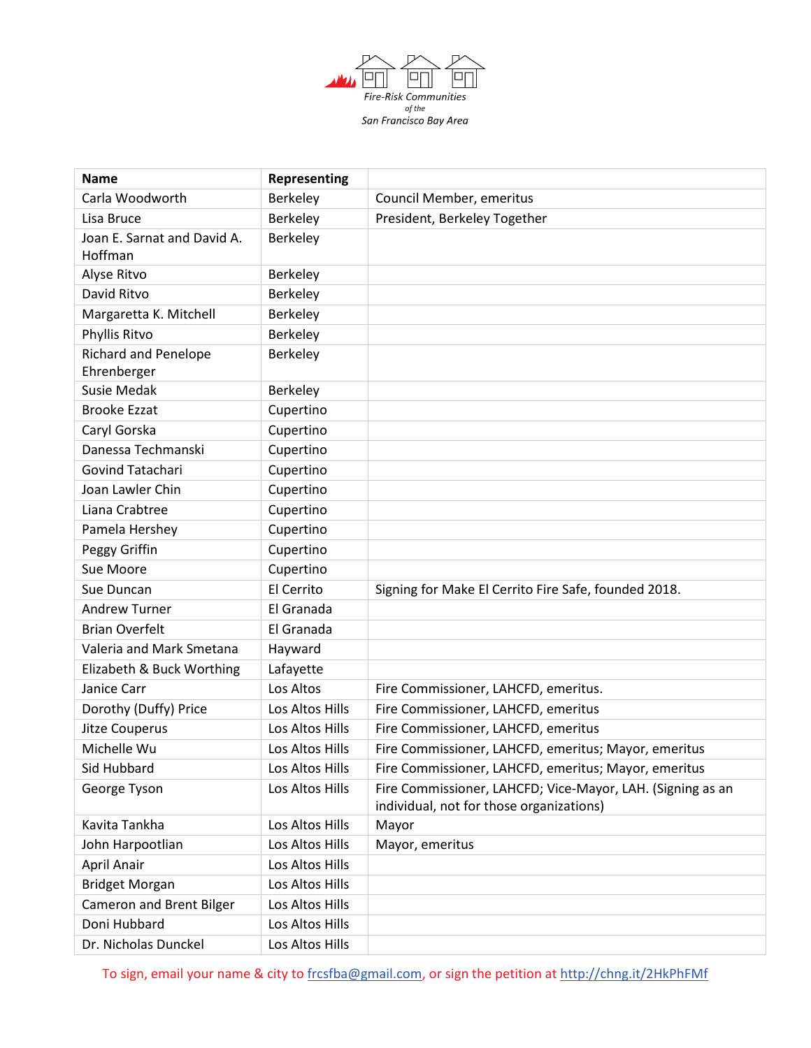Fire-Risk Communities of the San Francisco Bay Area

| Name | Representing | |
|---|---|---|
| Carla Woodworth | Berkeley | Council Member, emeritus |
| Lisa Bruce | Berkeley | President, Berkeley Together |
| Joan E. Sarnat and David A. Hoffman | Berkeley | |
| Alyse Ritvo | Berkeley | |
| David Ritvo | Berkeley | |
| Margaretta K. Mitchell | Berkeley | |
| Phyllis Ritvo | Berkeley | |
| Richard and Penelope Ehrenberger | Berkeley | |
| Susie Medak | Berkeley | |
| Brooke Ezzat | Cupertino | |
| Caryl Gorska | Cupertino | |
| Danessa Techmanski | Cupertino | |
| Govind Tatachari | Cupertino | |
| Joan Lawler Chin | Cupertino | |
| Liana Crabtree | Cupertino | |
| Pamela Hershey | Cupertino | |
| Peggy Griffin | Cupertino | |
| Sue Moore | Cupertino | |
| Sue Duncan | El Cerrito | Signing for Make El Cerrito Fire Safe, founded 2018. |
| Andrew Turner | El Granada | |
| Brian Overfelt | El Granada | |
| Valeria and Mark Smetana | Hayward | |
| Elizabeth & Buck Worthing | Lafayette | |
| Janice Carr | Los Altos | Fire Commissioner, LAHCFD, emeritus. |
| Dorothy (Duffy) Price | Los Altos Hills | Fire Commissioner, LAHCFD, emeritus |
| Jitze Couperus | Los Altos Hills | Fire Commissioner, LAHCFD, emeritus |
| Michelle Wu | Los Altos Hills | Fire Commissioner, LAHCFD, emeritus; Mayor, emeritus |
| Sid Hubbard | Los Altos Hills | Fire Commissioner, LAHCFD, emeritus; Mayor, emeritus |
| George Tyson | Los Altos Hills | Fire Commissioner, LAHCFD; Vice-Mayor, LAH. (Signing as an individual, not for those organizations) |
| Kavita Tankha | Los Altos Hills | Mayor |
| John Harpootlian | Los Altos Hills | Mayor, emeritus |
| April Anair | Los Altos Hills | |
| Bridget Morgan | Los Altos Hills | |
| Cameron and Brent Bilger | Los Altos Hills | |
| Doni Hubbard | Los Altos Hills | |
| Dr. Nicholas Dunckel | Los Altos Hills | |

To sign, email your name & city to frcsfba@gmail.com, or sign the petition at http://chng.it/2HkPhFMf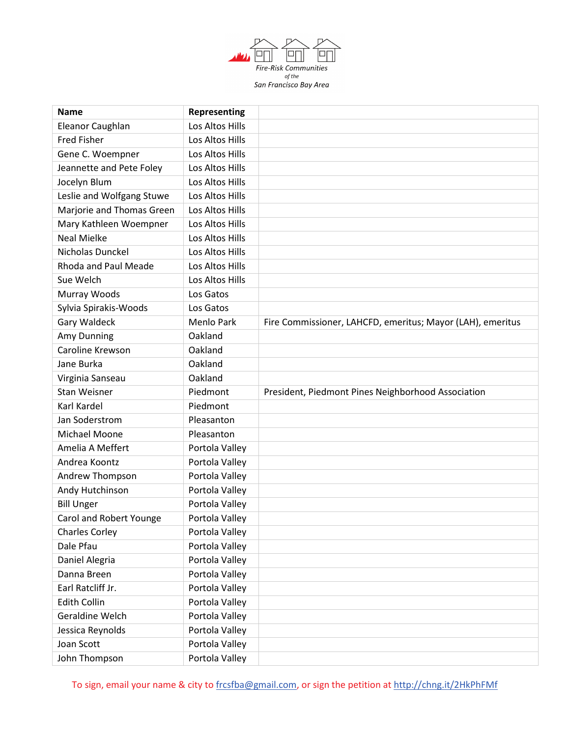Fire-Risk Communities *of the* San Francisco Bay Area

| Name | Representing | |
|---|---|---|
| Eleanor Caughlan | Los Altos Hills | |
| Fred Fisher | Los Altos Hills | |
| Gene C. Woempner | Los Altos Hills | |
| Jeannette and Pete Foley | Los Altos Hills | |
| Jocelyn Blum | Los Altos Hills | |
| Leslie and Wolfgang Stuwe | Los Altos Hills | |
| Marjorie and Thomas Green | Los Altos Hills | |
| Mary Kathleen Woempner | Los Altos Hills | |
| Neal Mielke | Los Altos Hills | |
| Nicholas Dunckel | Los Altos Hills | |
| Rhoda and Paul Meade | Los Altos Hills | |
| Sue Welch | Los Altos Hills | |
| Murray Woods | Los Gatos | |
| Sylvia Spirakis-Woods | Los Gatos | |
| Gary Waldeck | Menlo Park | Fire Commissioner, LAHCFD, emeritus; Mayor (LAH), emeritus |
| Amy Dunning | Oakland | |
| Caroline Krewson | Oakland | |
| Jane Burka | Oakland | |
| Virginia Sanseau | Oakland | |
| Stan Weisner | Piedmont | President, Piedmont Pines Neighborhood Association |
| Karl Kardel | Piedmont | |
| Jan Soderstrom | Pleasanton | |
| Michael Moone | Pleasanton | |
| Amelia A Meffert | Portola Valley | |
| Andrea Koontz | Portola Valley | |
| Andrew Thompson | Portola Valley | |
| Andy Hutchinson | Portola Valley | |
| Bill Unger | Portola Valley | |
| Carol and Robert Younge | Portola Valley | |
| Charles Corley | Portola Valley | |
| Dale Pfau | Portola Valley | |
| Daniel Alegria | Portola Valley | |
| Danna Breen | Portola Valley | |
| Earl Ratcliff Jr. | Portola Valley | |
| Edith Collin | Portola Valley | |
| Geraldine Welch | Portola Valley | |
| Jessica Reynolds | Portola Valley | |
| Joan Scott | Portola Valley | |
| John Thompson | Portola Valley | |

To sign, email your name & city to frcsfba@gmail.com, or sign the petition at http://chng.it/2HkPhFMf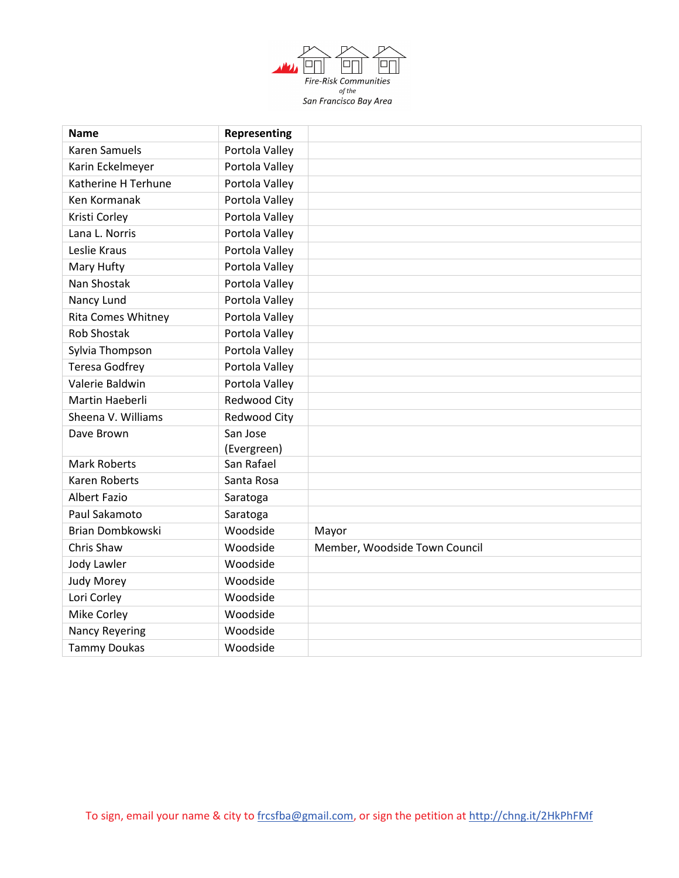Fire-Risk Communities of the San Francisco Bay Area

| Name | Representing | |
|---|---|---|
| Karen Samuels | Portola Valley | |
| Karin Eckelmeyer | Portola Valley | |
| Katherine H Terhune | Portola Valley | |
| Ken Kormanak | Portola Valley | |
| Kristi Corley | Portola Valley | |
| Lana L. Norris | Portola Valley | |
| Leslie Kraus | Portola Valley | |
| Mary Hufty | Portola Valley | |
| Nan Shostak | Portola Valley | |
| Nancy Lund | Portola Valley | |
| Rita Comes Whitney | Portola Valley | |
| Rob Shostak | Portola Valley | |
| Sylvia Thompson | Portola Valley | |
| Teresa Godfrey | Portola Valley | |
| Valerie Baldwin | Portola Valley | |
| Martin Haeberli | Redwood City | |
| Sheena V. Williams | Redwood City | |
| Dave Brown | San Jose (Evergreen) | |
| Mark Roberts | San Rafael | |
| Karen Roberts | Santa Rosa | |
| Albert Fazio | Saratoga | |
| Paul Sakamoto | Saratoga | |
| Brian Dombkowski | Woodside | Mayor |
| Chris Shaw | Woodside | Member, Woodside Town Council |
| Jody Lawler | Woodside | |
| Judy Morey | Woodside | |
| Lori Corley | Woodside | |
| Mike Corley | Woodside | |
| Nancy Reyering | Woodside | |
| Tammy Doukas | Woodside | |

To sign, email your name & city to frcsfba@gmail.com, or sign the petition at http://chng.it/2HkPhFMf